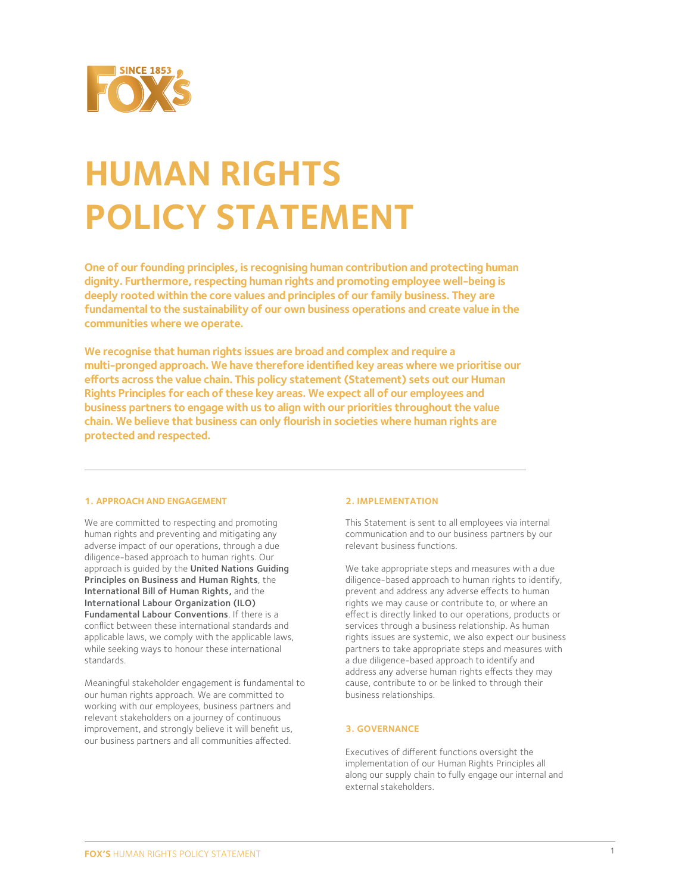# HUMAN RIGHTS POLICY STATEMENT

**One of our founding principles, is recognising human contribution and protecting human dignity. Furthermore, respecting human rights and promoting employee well-being is deeply rooted within the core values and principles of our family business. They are fundamental to the sustainability of our own business operations and create value in the communities where we operate.**

**We recognise that human rights issues are broad and complex and require a multi-pronged approach. We have therefore identified key areas where we prioritise our efforts across the value chain. This policy statement (Statement) sets out our Human Rights Principles for each of these key areas. We expect all of our employees and business partners to engage with us to align with our priorities throughout the value chain. We believe that business can only flourish in societies where human rights are protected and respected.**

---

### 1. APPROACH AND ENGAGEMENT

We are committed to respecting and promoting human rights and preventing and mitigating any adverse impact of our operations, through a due diligence-based approach to human rights. Our approach is guided by the **United Nations Guiding Principles on Business and Human Rights**, the **International Bill of Human Rights,** and the **International Labour Organization (ILO) Fundamental Labour Conventions**. If there is a conflict between these international standards and applicable laws, we comply with the applicable laws, while seeking ways to honour these international standards.

Meaningful stakeholder engagement is fundamental to our human rights approach. We are committed to working with our employees, business partners and relevant stakeholders on a journey of continuous improvement, and strongly believe it will benefit us, our business partners and all communities affected.

### 2. IMPLEMENTATION

This Statement is sent to all employees via internal communication and to our business partners by our relevant business functions.

We take appropriate steps and measures with a due diligence-based approach to human rights to identify, prevent and address any adverse effects to human rights we may cause or contribute to, or where an effect is directly linked to our operations, products or services through a business relationship. As human rights issues are systemic, we also expect our business partners to take appropriate steps and measures with a due diligence-based approach to identify and address any adverse human rights effects they may cause, contribute to or be linked to through their business relationships.

### 3. GOVERNANCE

Executives of different functions oversight the implementation of our Human Rights Principles all along our supply chain to fully engage our internal and external stakeholders.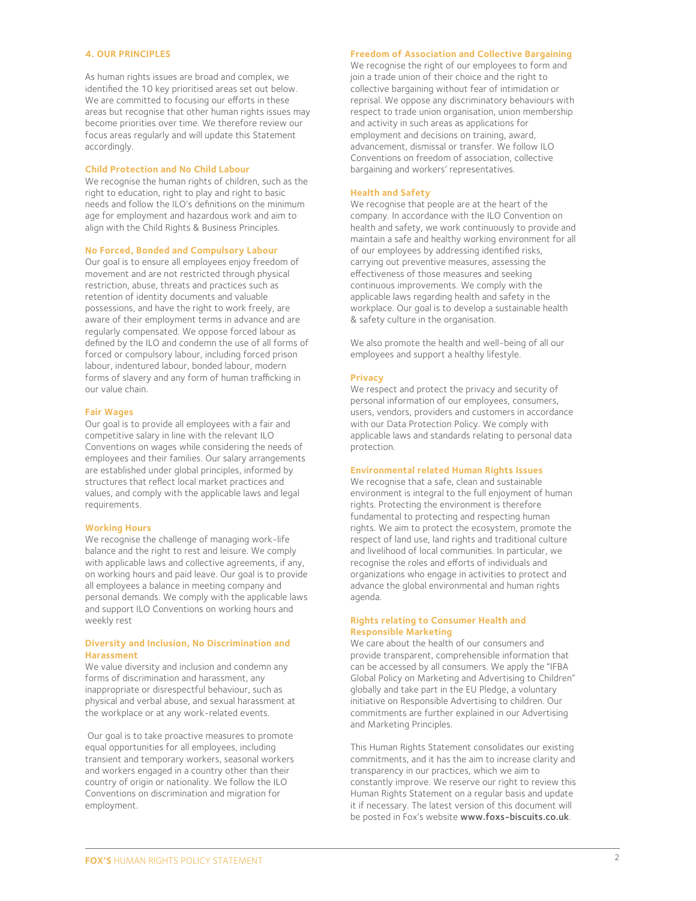## 4. OUR PRINCIPLES

As human rights issues are broad and complex, we identified the 10 key prioritised areas set out below. We are committed to focusing our efforts in these areas but recognise that other human rights issues may become priorities over time. We therefore review our focus areas regularly and will update this Statement accordingly.

### Child Protection and No Child Labour

We recognise the human rights of children, such as the right to education, right to play and right to basic needs and follow the ILO's definitions on the minimum age for employment and hazardous work and aim to align with the Child Rights & Business Principles.

### No Forced, Bonded and Compulsory Labour

Our goal is to ensure all employees enjoy freedom of movement and are not restricted through physical restriction, abuse, threats and practices such as retention of identity documents and valuable possessions, and have the right to work freely, are aware of their employment terms in advance and are regularly compensated. We oppose forced labour as defined by the ILO and condemn the use of all forms of forced or compulsory labour, including forced prison labour, indentured labour, bonded labour, modern forms of slavery and any form of human trafficking in our value chain.

### Fair Wages

Our goal is to provide all employees with a fair and competitive salary in line with the relevant ILO Conventions on wages while considering the needs of employees and their families. Our salary arrangements are established under global principles, informed by structures that reflect local market practices and values, and comply with the applicable laws and legal requirements.

### Working Hours

We recognise the challenge of managing work-life balance and the right to rest and leisure. We comply with applicable laws and collective agreements, if any, on working hours and paid leave. Our goal is to provide all employees a balance in meeting company and personal demands. We comply with the applicable laws and support ILO Conventions on working hours and weekly rest

### Diversity and Inclusion, No Discrimination and Harassment

We value diversity and inclusion and condemn any forms of discrimination and harassment, any inappropriate or disrespectful behaviour, such as physical and verbal abuse, and sexual harassment at the workplace or at any work-related events.

Our goal is to take proactive measures to promote equal opportunities for all employees, including transient and temporary workers, seasonal workers and workers engaged in a country other than their country of origin or nationality. We follow the ILO Conventions on discrimination and migration for employment.

### Freedom of Association and Collective Bargaining

We recognise the right of our employees to form and join a trade union of their choice and the right to collective bargaining without fear of intimidation or reprisal. We oppose any discriminatory behaviours with respect to trade union organisation, union membership and activity in such areas as applications for employment and decisions on training, award, advancement, dismissal or transfer. We follow ILO Conventions on freedom of association, collective bargaining and workers' representatives.

### Health and Safety

We recognise that people are at the heart of the company. In accordance with the ILO Convention on health and safety, we work continuously to provide and maintain a safe and healthy working environment for all of our employees by addressing identified risks, carrying out preventive measures, assessing the effectiveness of those measures and seeking continuous improvements. We comply with the applicable laws regarding health and safety in the workplace. Our goal is to develop a sustainable health & safety culture in the organisation.

We also promote the health and well-being of all our employees and support a healthy lifestyle.

### Privacy

We respect and protect the privacy and security of personal information of our employees, consumers, users, vendors, providers and customers in accordance with our Data Protection Policy. We comply with applicable laws and standards relating to personal data protection.

### Environmental related Human Rights Issues

We recognise that a safe, clean and sustainable environment is integral to the full enjoyment of human rights. Protecting the environment is therefore fundamental to protecting and respecting human rights. We aim to protect the ecosystem, promote the respect of land use, land rights and traditional culture and livelihood of local communities. In particular, we recognise the roles and efforts of individuals and organizations who engage in activities to protect and advance the global environmental and human rights agenda.

### Rights relating to Consumer Health and Responsible Marketing

We care about the health of our consumers and provide transparent, comprehensible information that can be accessed by all consumers. We apply the "IFBA Global Policy on Marketing and Advertising to Children" globally and take part in the EU Pledge, a voluntary initiative on Responsible Advertising to children. Our commitments are further explained in our Advertising and Marketing Principles.

This Human Rights Statement consolidates our existing commitments, and it has the aim to increase clarity and transparency in our practices, which we aim to constantly improve. We reserve our right to review this Human Rights Statement on a regular basis and update it if necessary. The latest version of this document will be posted in Fox's website **www.foxs-biscuits.co.uk**.